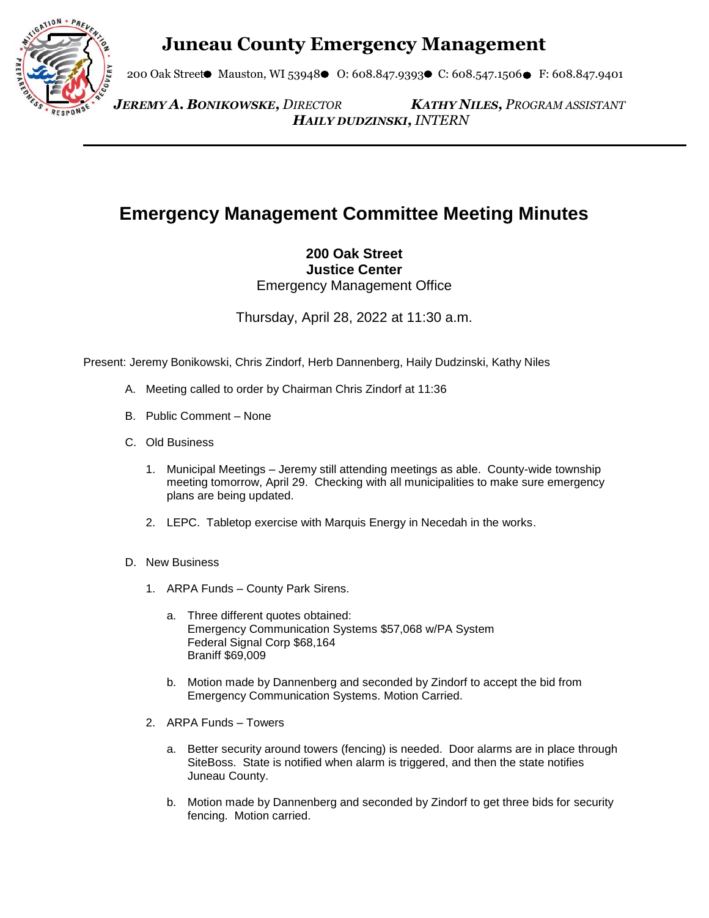# Juneau County Emergency Management

200 Oak Street● Mauston, WI 53948● O: 608.847.9393● C: 608.547.1506● F: 608.847.9401

***JEREMY A. BONIKOWSKE,** DIRECTOR* ***KATHY NILES,** PROGRAM ASSISTANT*
***HAILY DUDZINSKI,** INTERN*

---

## Emergency Management Committee Meeting Minutes

**200 Oak Street**
**Justice Center**
Emergency Management Office

Thursday, April 28, 2022 at 11:30 a.m.

Present: Jeremy Bonikowski, Chris Zindorf, Herb Dannenberg, Haily Dudzinski, Kathy Niles

A. Meeting called to order by Chairman Chris Zindorf at 11:36

B. Public Comment – None

C. Old Business

1. Municipal Meetings – Jeremy still attending meetings as able. County-wide township meeting tomorrow, April 29. Checking with all municipalities to make sure emergency plans are being updated.

2. LEPC. Tabletop exercise with Marquis Energy in Necedah in the works.

D. New Business

1. ARPA Funds – County Park Sirens.

   a. Three different quotes obtained:
      Emergency Communication Systems $57,068 w/PA System
      Federal Signal Corp $68,164
      Braniff $69,009

   b. Motion made by Dannenberg and seconded by Zindorf to accept the bid from Emergency Communication Systems. Motion Carried.

2. ARPA Funds – Towers

   a. Better security around towers (fencing) is needed. Door alarms are in place through SiteBoss. State is notified when alarm is triggered, and then the state notifies Juneau County.

   b. Motion made by Dannenberg and seconded by Zindorf to get three bids for security fencing. Motion carried.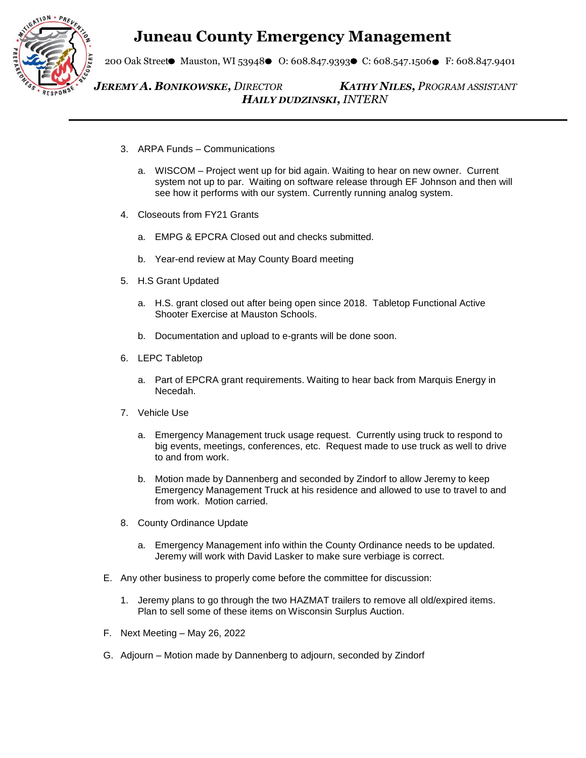# Juneau County Emergency Management

200 Oak Street● Mauston, WI 53948● O: 608.847.9393● C: 608.547.1506● F: 608.847.9401

***JEREMY A. BONIKOWSKE**, DIRECTOR* ***KATHY NILES**, PROGRAM ASSISTANT*

***HAILY DUDZINSKI**, INTERN*

---

3. ARPA Funds – Communications

   a. WISCOM – Project went up for bid again. Waiting to hear on new owner. Current system not up to par. Waiting on software release through EF Johnson and then will see how it performs with our system. Currently running analog system.

4. Closeouts from FY21 Grants

   a. EMPG & EPCRA Closed out and checks submitted.

   b. Year-end review at May County Board meeting

5. H.S Grant Updated

   a. H.S. grant closed out after being open since 2018. Tabletop Functional Active Shooter Exercise at Mauston Schools.

   b. Documentation and upload to e-grants will be done soon.

6. LEPC Tabletop

   a. Part of EPCRA grant requirements. Waiting to hear back from Marquis Energy in Necedah.

7. Vehicle Use

   a. Emergency Management truck usage request. Currently using truck to respond to big events, meetings, conferences, etc. Request made to use truck as well to drive to and from work.

   b. Motion made by Dannenberg and seconded by Zindorf to allow Jeremy to keep Emergency Management Truck at his residence and allowed to use to travel to and from work. Motion carried.

8. County Ordinance Update

   a. Emergency Management info within the County Ordinance needs to be updated. Jeremy will work with David Lasker to make sure verbiage is correct.

E. Any other business to properly come before the committee for discussion:

   1. Jeremy plans to go through the two HAZMAT trailers to remove all old/expired items. Plan to sell some of these items on Wisconsin Surplus Auction.

F. Next Meeting – May 26, 2022

G. Adjourn – Motion made by Dannenberg to adjourn, seconded by Zindorf